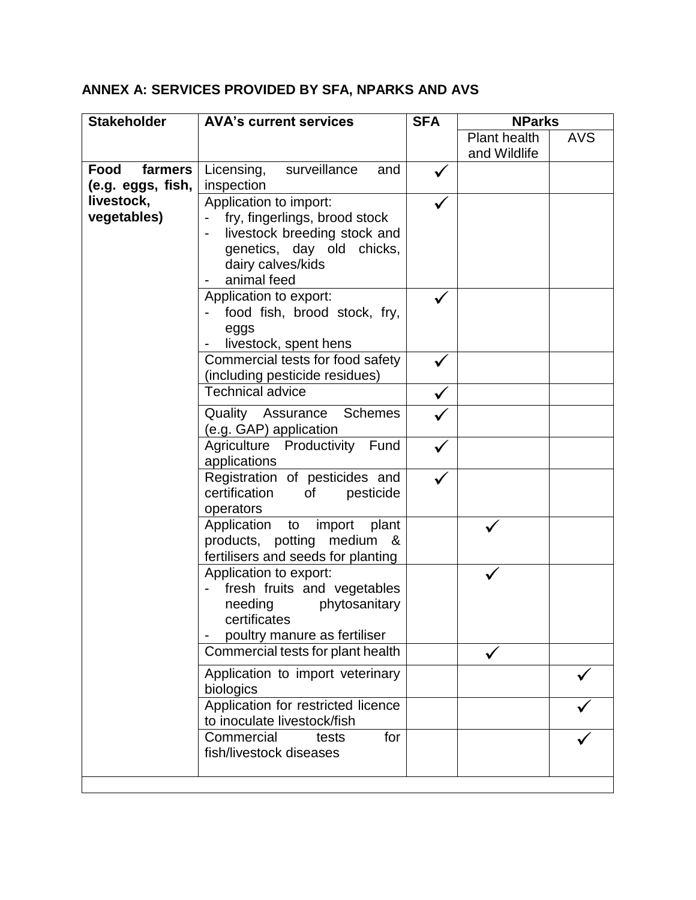# ANNEX A: SERVICES PROVIDED BY SFA, NPARKS AND AVS

| Stakeholder | AVA's current services | SFA | NParks | |
|---|---|---|---|---|
| | | | Plant health and Wildlife | AVS |
| **Food farmers (e.g. eggs, fish, livestock, vegetables)** | Licensing, surveillance and inspection | ✓ | | |
| | Application to import:<br>- fry, fingerlings, brood stock<br>- livestock breeding stock and genetics, day old chicks, dairy calves/kids<br>- animal feed | ✓ | | |
| | Application to export:<br>- food fish, brood stock, fry, eggs<br>- livestock, spent hens | ✓ | | |
| | Commercial tests for food safety (including pesticide residues) | ✓ | | |
| | Technical advice | ✓ | | |
| | Quality Assurance Schemes (e.g. GAP) application | ✓ | | |
| | Agriculture Productivity Fund applications | ✓ | | |
| | Registration of pesticides and certification of pesticide operators | ✓ | | |
| | Application to import plant products, potting medium & fertilisers and seeds for planting | | ✓ | |
| | Application to export:<br>- fresh fruits and vegetables needing phytosanitary certificates<br>- poultry manure as fertiliser | | ✓ | |
| | Commercial tests for plant health | | ✓ | |
| | Application to import veterinary biologics | | | ✓ |
| | Application for restricted licence to inoculate livestock/fish | | | ✓ |
| | Commercial tests for fish/livestock diseases | | | ✓ |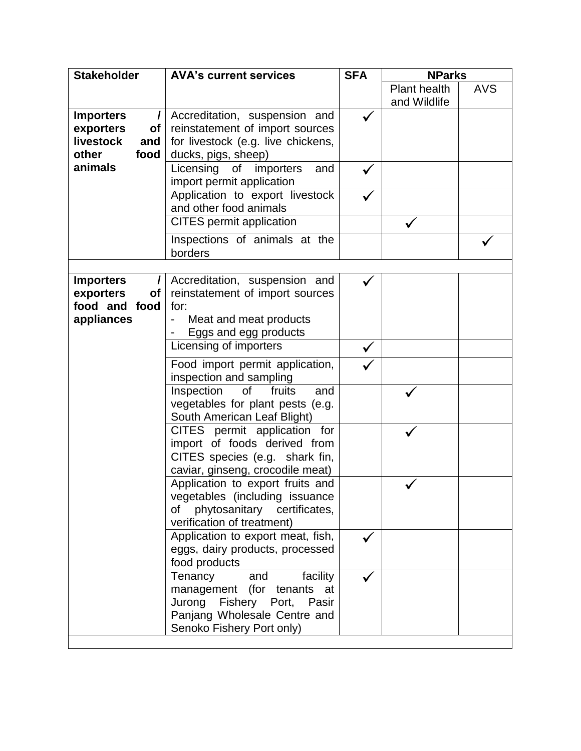| Stakeholder | AVA's current services | SFA | NParks | |
|---|---|---|---|---|
| | | | Plant health and Wildlife | AVS |
| **Importers / exporters of livestock and other food animals** | Accreditation, suspension and reinstatement of import sources for livestock (e.g. live chickens, ducks, pigs, sheep) | ✓ | | |
| | Licensing of importers and import permit application | ✓ | | |
| | Application to export livestock and other food animals | ✓ | | |
| | CITES permit application | | ✓ | |
| | Inspections of animals at the borders | | | ✓ |
| | | | | |
| **Importers / exporters of food and food appliances** | Accreditation, suspension and reinstatement of import sources for:<br>- Meat and meat products<br>- Eggs and egg products | ✓ | | |
| | Licensing of importers | ✓ | | |
| | Food import permit application, inspection and sampling | ✓ | | |
| | Inspection of fruits and vegetables for plant pests (e.g. South American Leaf Blight) | | ✓ | |
| | CITES permit application for import of foods derived from CITES species (e.g. shark fin, caviar, ginseng, crocodile meat) | | ✓ | |
| | Application to export fruits and vegetables (including issuance of phytosanitary certificates, verification of treatment) | | ✓ | |
| | Application to export meat, fish, eggs, dairy products, processed food products | ✓ | | |
| | Tenancy and facility management (for tenants at Jurong Fishery Port, Pasir Panjang Wholesale Centre and Senoko Fishery Port only) | ✓ | | |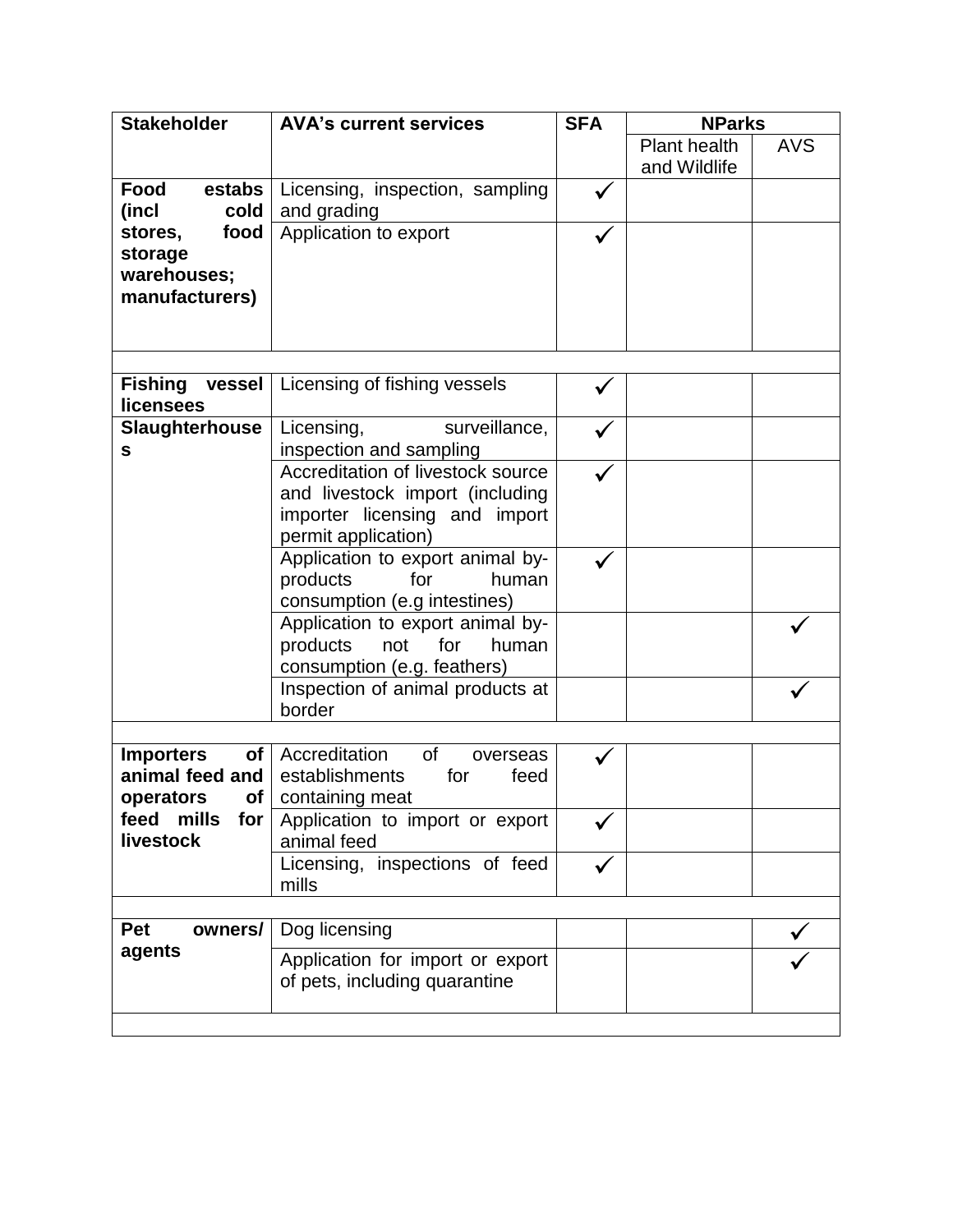| Stakeholder | AVA's current services | SFA | NParks | |
|---|---|---|---|---|
| | | | Plant health and Wildlife | AVS |
| **Food estabs (incl cold stores, food storage warehouses; manufacturers)** | Licensing, inspection, sampling and grading | ✓ | | |
| | Application to export | ✓ | | |
| | | | | |
| **Fishing vessel licensees** | Licensing of fishing vessels | ✓ | | |
| **Slaughterhouses** | Licensing, surveillance, inspection and sampling | ✓ | | |
| | Accreditation of livestock source and livestock import (including importer licensing and import permit application) | ✓ | | |
| | Application to export animal by-products for human consumption (e.g intestines) | ✓ | | |
| | Application to export animal by-products not for human consumption (e.g. feathers) | | | ✓ |
| | Inspection of animal products at border | | | ✓ |
| | | | | |
| **Importers of animal feed and operators of feed mills for livestock** | Accreditation of overseas establishments for feed containing meat | ✓ | | |
| | Application to import or export animal feed | ✓ | | |
| | Licensing, inspections of feed mills | ✓ | | |
| | | | | |
| **Pet owners/ agents** | Dog licensing | | | ✓ |
| | Application for import or export of pets, including quarantine | | | ✓ |
| | | | | |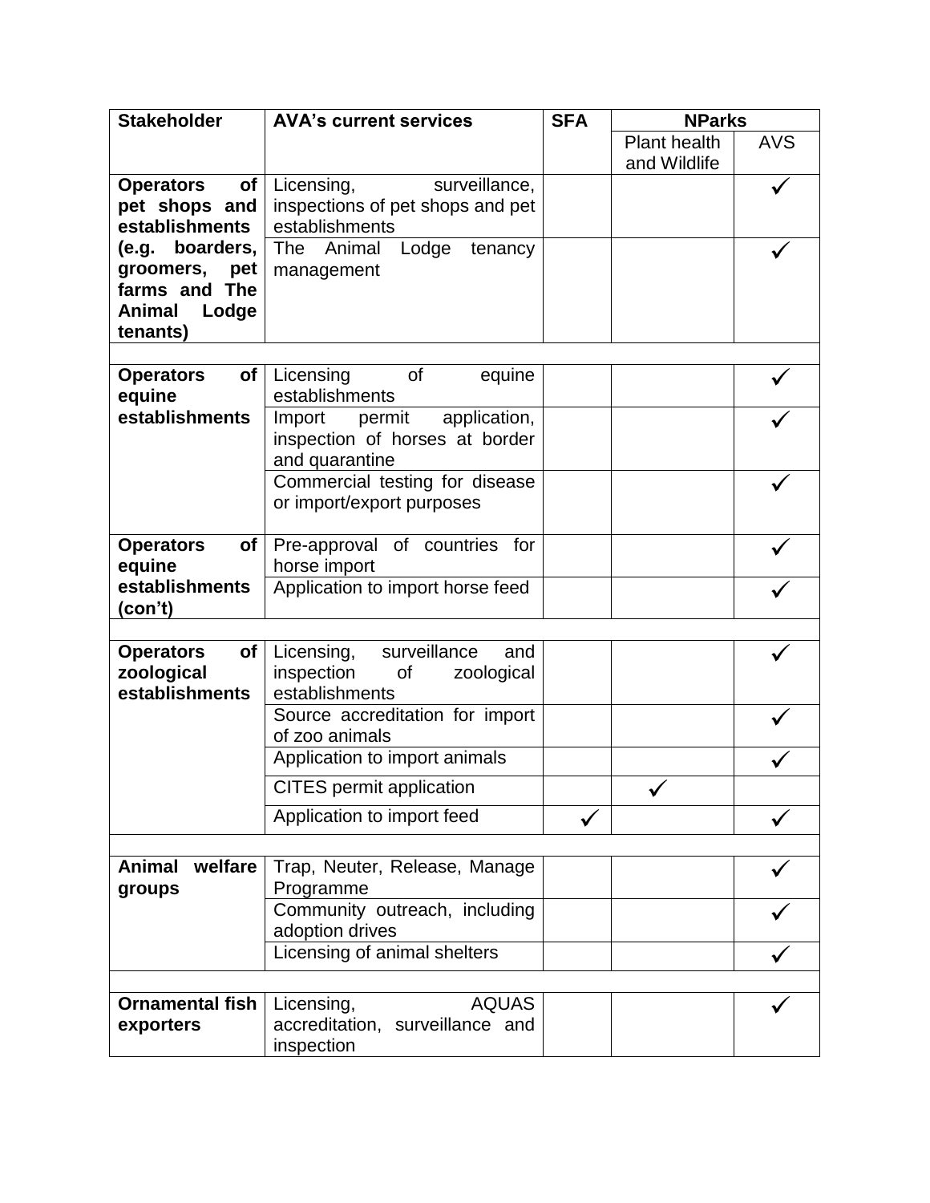| Stakeholder | AVA's current services | SFA | NParks | |
|---|---|---|---|---|
| | | | Plant health and Wildlife | AVS |
| **Operators of pet shops and establishments (e.g. boarders, groomers, pet farms and The Animal Lodge tenants)** | Licensing, surveillance, inspections of pet shops and pet establishments | | | ✓ |
| | The Animal Lodge tenancy management | | | ✓ |
| | | | | |
| **Operators of equine establishments** | Licensing of equine establishments | | | ✓ |
| | Import permit application, inspection of horses at border and quarantine | | | ✓ |
| | Commercial testing for disease or import/export purposes | | | ✓ |
| **Operators of equine establishments (con't)** | Pre-approval of countries for horse import | | | ✓ |
| | Application to import horse feed | | | ✓ |
| | | | | |
| **Operators of zoological establishments** | Licensing, surveillance and inspection of zoological establishments | | | ✓ |
| | Source accreditation for import of zoo animals | | | ✓ |
| | Application to import animals | | | ✓ |
| | CITES permit application | | ✓ | |
| | Application to import feed | ✓ | | ✓ |
| | | | | |
| **Animal welfare groups** | Trap, Neuter, Release, Manage Programme | | | ✓ |
| | Community outreach, including adoption drives | | | ✓ |
| | Licensing of animal shelters | | | ✓ |
| | | | | |
| **Ornamental fish exporters** | Licensing, AQUAS accreditation, surveillance and inspection | | | ✓ |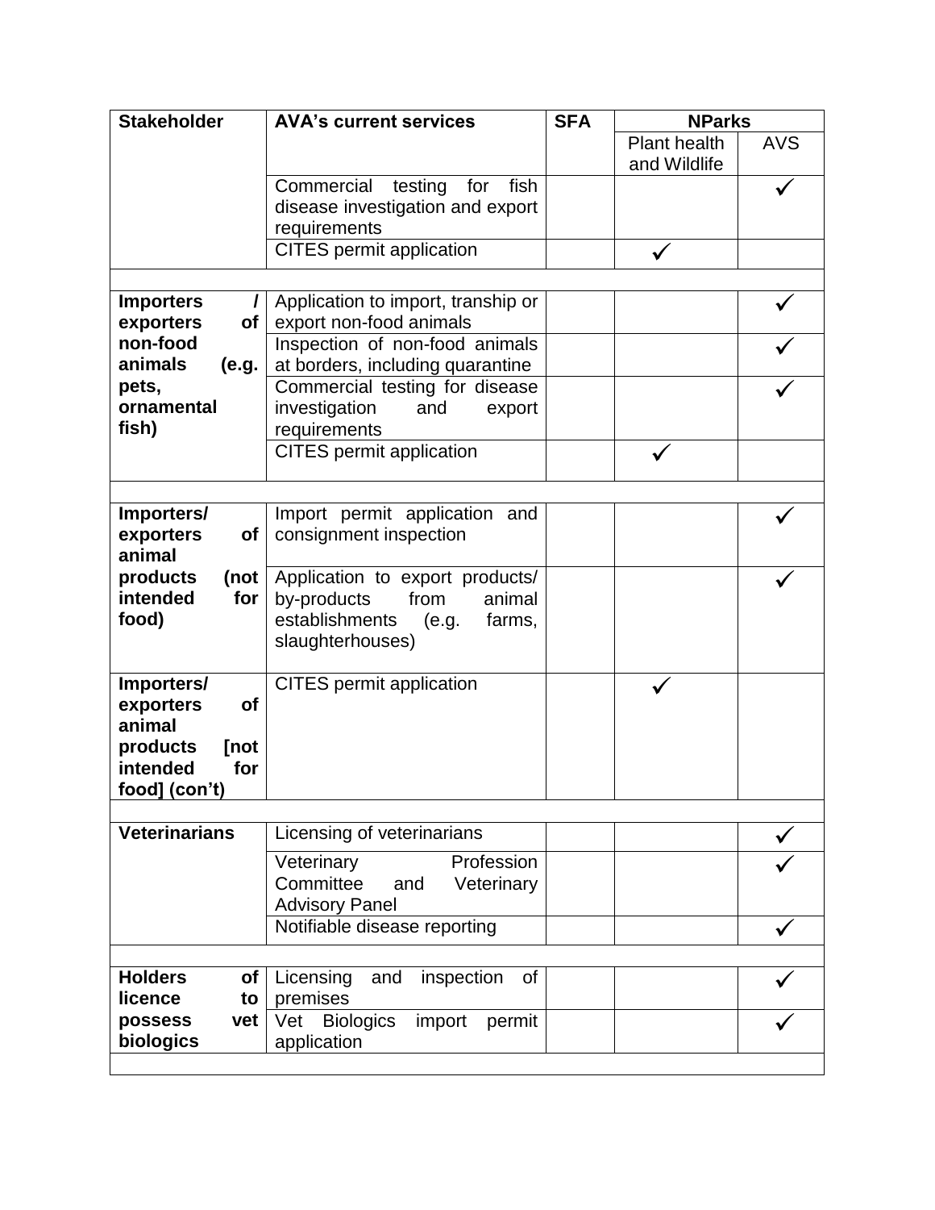| Stakeholder | AVA's current services | SFA | NParks | |
|---|---|---|---|---|
| | | | Plant health and Wildlife | AVS |
| | Commercial testing for fish disease investigation and export requirements | | | ✓ |
| | CITES permit application | | ✓ | |
| | | | | |
| **Importers / exporters of non-food animals (e.g. pets, ornamental fish)** | Application to import, tranship or export non-food animals | | | ✓ |
| | Inspection of non-food animals at borders, including quarantine | | | ✓ |
| | Commercial testing for disease investigation and export requirements | | | ✓ |
| | CITES permit application | | ✓ | |
| | | | | |
| **Importers/ exporters of animal products (not intended for food)** | Import permit application and consignment inspection | | | ✓ |
| | Application to export products/ by-products from animal establishments (e.g. farms, slaughterhouses) | | | ✓ |
| **Importers/ exporters of animal products [not intended for food] (con't)** | CITES permit application | | ✓ | |
| | | | | |
| **Veterinarians** | Licensing of veterinarians | | | ✓ |
| | Veterinary Profession Committee and Veterinary Advisory Panel | | | ✓ |
| | Notifiable disease reporting | | | ✓ |
| | | | | |
| **Holders of licence to possess vet biologics** | Licensing and inspection of premises | | | ✓ |
| | Vet Biologics import permit application | | | ✓ |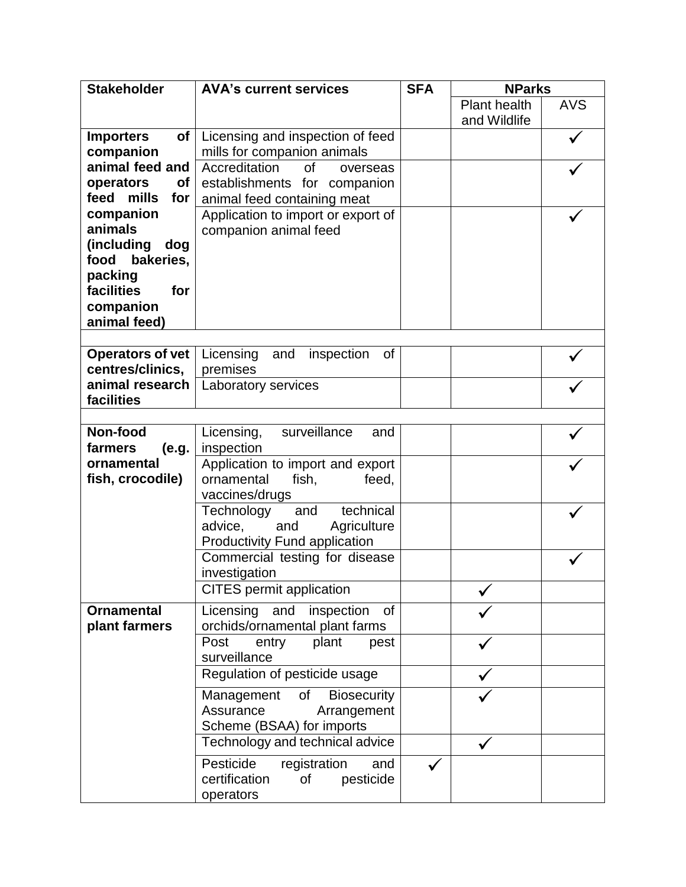| Stakeholder | AVA's current services | SFA | NParks | |
|---|---|---|---|---|
| | | | Plant health and Wildlife | AVS |
| **Importers of companion animal feed and operators of feed mills for companion animals (including dog food bakeries, packing facilities for companion animal feed)** | Licensing and inspection of feed mills for companion animals | | | ✓ |
| | Accreditation of overseas establishments for companion animal feed containing meat | | | ✓ |
| | Application to import or export of companion animal feed | | | ✓ |
| | | | | |
| **Operators of vet centres/clinics, animal research facilities** | Licensing and inspection of premises | | | ✓ |
| | Laboratory services | | | ✓ |
| | | | | |
| **Non-food farmers (e.g. ornamental fish, crocodile)** | Licensing, surveillance and inspection | | | ✓ |
| | Application to import and export ornamental fish, feed, vaccines/drugs | | | ✓ |
| | Technology and technical advice, and Agriculture Productivity Fund application | | | ✓ |
| | Commercial testing for disease investigation | | | ✓ |
| | CITES permit application | | ✓ | |
| **Ornamental plant farmers** | Licensing and inspection of orchids/ornamental plant farms | | ✓ | |
| | Post entry plant pest surveillance | | ✓ | |
| | Regulation of pesticide usage | | ✓ | |
| | Management of Biosecurity Assurance Arrangement Scheme (BSAA) for imports | | ✓ | |
| | Technology and technical advice | | ✓ | |
| | Pesticide registration and certification of pesticide operators | ✓ | | |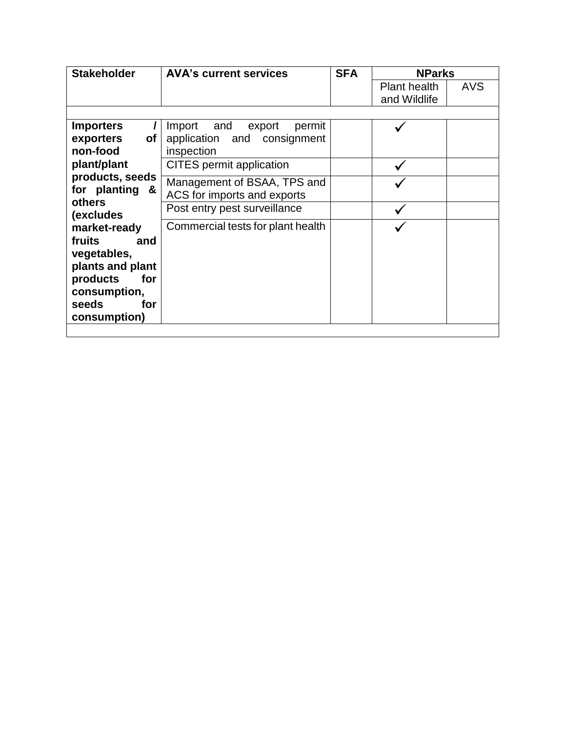| **Stakeholder** | **AVA's current services** | **SFA** | **NParks** | |
|---|---|---|---|---|
| | | | Plant health and Wildlife | AVS |
| | | | | |
| **Importers / exporters of non-food plant/plant products, seeds for planting & others (excludes market-ready fruits and vegetables, plants and plant products for consumption, seeds for consumption)** | Import and export permit application and consignment inspection | | ✓ | |
| | CITES permit application | | ✓ | |
| | Management of BSAA, TPS and ACS for imports and exports | | ✓ | |
| | Post entry pest surveillance | | ✓ | |
| | Commercial tests for plant health | | ✓ | |
| | | | | |